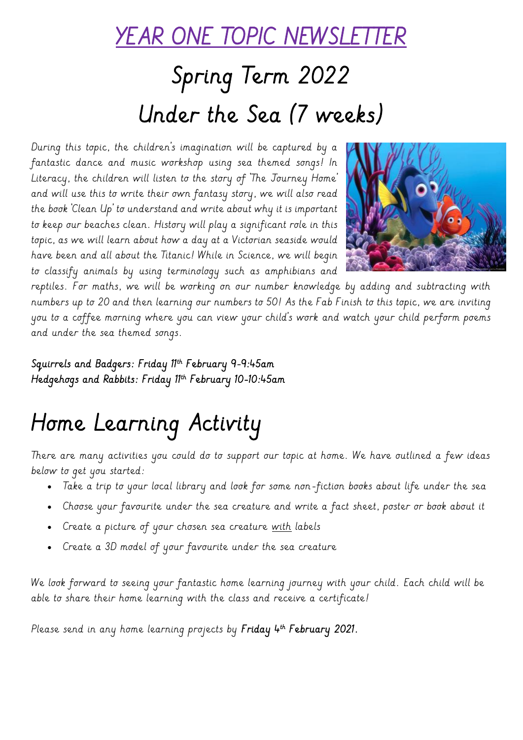# YEAR ONE TOPIC NEWSLETTER

# Spring Term 2022

# Under the Sea (7 weeks)

*During this topic, the children's imagination will be captured by a fantastic dance and music workshop using sea themed songs! In Literacy, the children will listen to the story of 'The Journey Home' and will use this to write their own fantasy story, we will also read the book 'Clean Up' to understand and write about why it is important to keep our beaches clean. History will play a significant role in this topic, as we will learn about how a day at a Victorian seaside would have been and all about the Titanic! While in Science, we will begin to classify animals by using terminology such as amphibians and reptiles. For maths, we will be working on our number knowledge by adding and subtracting with numbers up to 20 and then learning our numbers to 50! As the Fab Finish to this topic, we are inviting you to a coffee morning where you can view your child's work and watch your child perform poems and under the sea themed songs.*

**Squirrels and Badgers: Friday 11th February 9-9:45am**
**Hedgehogs and Rabbits: Friday 11th February 10-10:45am**

# Home Learning Activity

*There are many activities you could do to support our topic at home. We have outlined a few ideas below to get you started:*

- *Take a trip to your local library and look for some non-fiction books about life under the sea*
- *Choose your favourite under the sea creature and write a fact sheet, poster or book about it*
- *Create a picture of your chosen sea creature with labels*
- *Create a 3D model of your favourite under the sea creature*

*We look forward to seeing your fantastic home learning journey with your child. Each child will be able to share their home learning with the class and receive a certificate!*

*Please send in any home learning projects by* **Friday 4th February 2021.**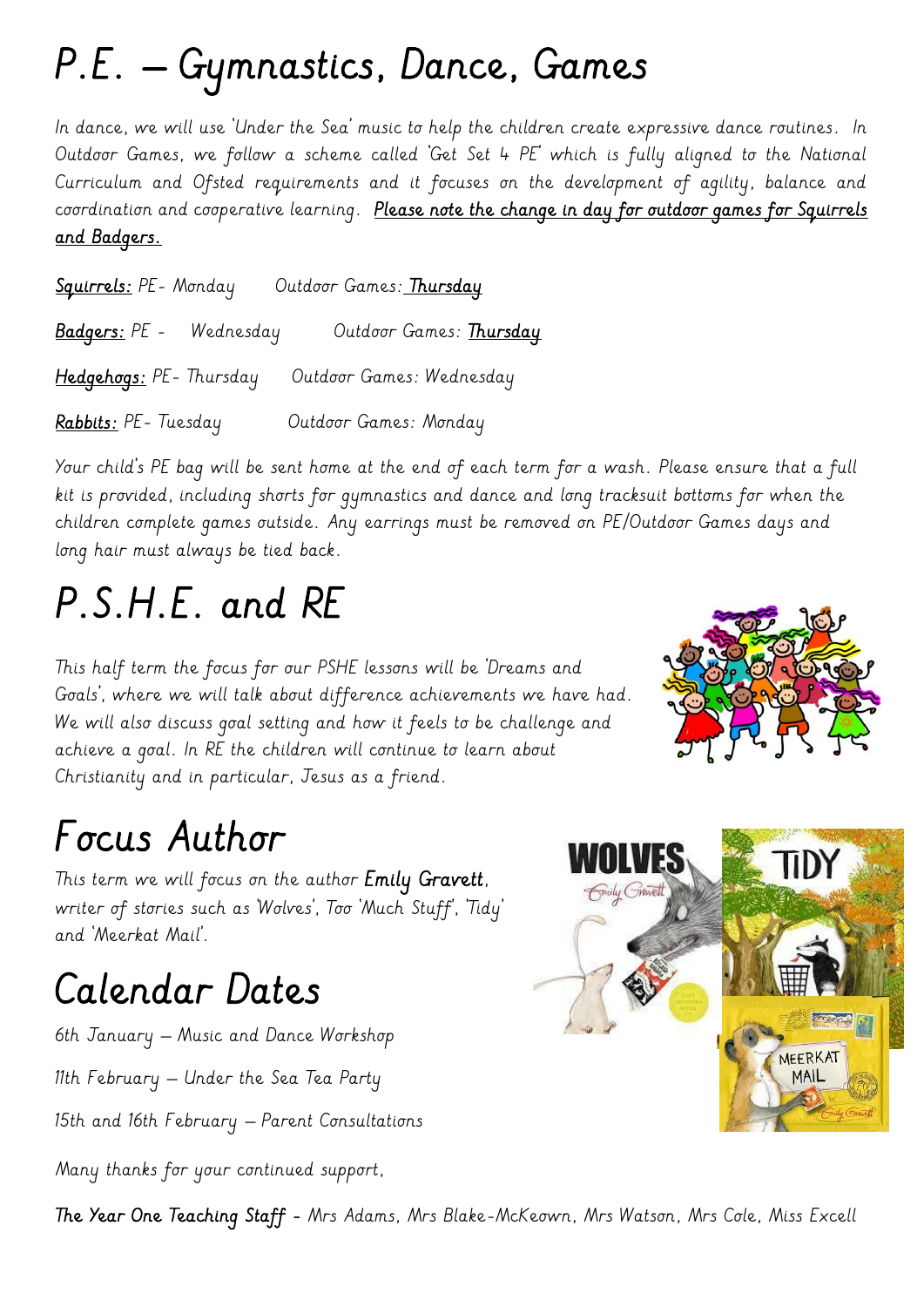# P.E. – Gymnastics, Dance, Games

In dance, we will use 'Under the Sea' music to help the children create expressive dance routines. In Outdoor Games, we follow a scheme called 'Get Set 4 PE' which is fully aligned to the National Curriculum and Ofsted requirements and it focuses on the development of agility, balance and coordination and cooperative learning. **Please note the change in day for outdoor games for Squirrels and Badgers.**

**Squirrels:** PE - Monday  Outdoor Games: **Thursday**

**Badgers:** PE - Wednesday  Outdoor Games: **Thursday**

**Hedgehogs:** PE - Thursday  Outdoor Games: Wednesday

**Rabbits:** PE - Tuesday  Outdoor Games: Monday

Your child's PE bag will be sent home at the end of each term for a wash. Please ensure that a full kit is provided, including shorts for gymnastics and dance and long tracksuit bottoms for when the children complete games outside. Any earrings must be removed on PE/Outdoor Games days and long hair must always be tied back.

# P.S.H.E. and RE

This half term the focus for our PSHE lessons will be 'Dreams and Goals', where we will talk about difference achievements we have had. We will also discuss goal setting and how it feels to be challenge and achieve a goal. In RE the children will continue to learn about Christianity and in particular, Jesus as a friend.

# Focus Author

This term we will focus on the author **Emily Gravett**, writer of stories such as 'Wolves', Too 'Much Stuff', 'Tidy' and 'Meerkat Mail'.

# Calendar Dates

6th January – Music and Dance Workshop

11th February – Under the Sea Tea Party

15th and 16th February – Parent Consultations

Many thanks for your continued support,

**The Year One Teaching Staff** - Mrs Adams, Mrs Blake-McKeown, Mrs Watson, Mrs Cole, Miss Excell